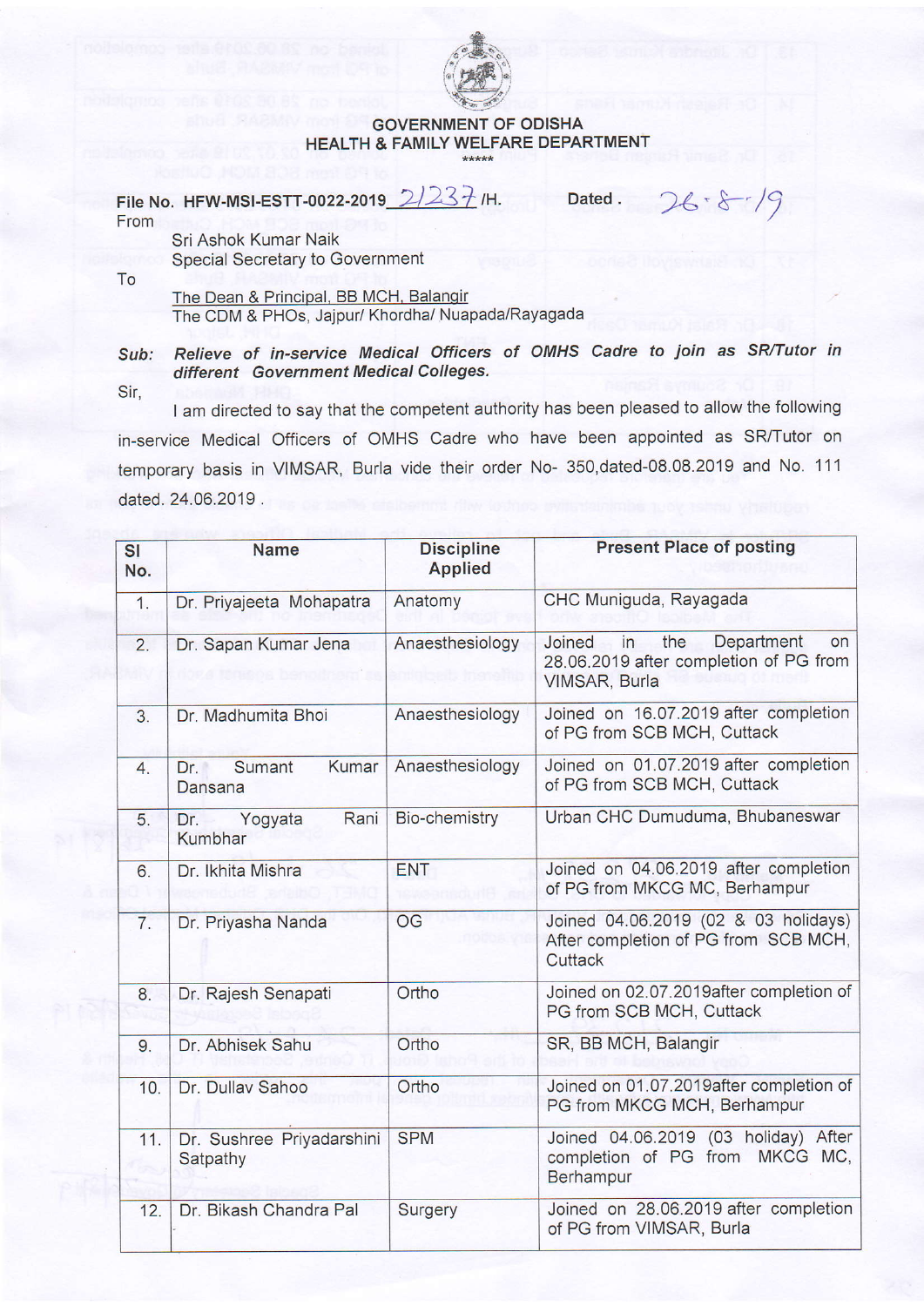GOVERNMENT OF ODISHA
HEALTH & FAMILY WELFARE DEPARTMENT
\*\*\*\*\*

File No. HFW-MSI-ESTT-0022-2019 21237 /H. Dated . 26-8-19

From

Sri Ashok Kumar Naik
Special Secretary to Government

To

The Dean & Principal, BB MCH, Balangir
The CDM & PHOs, Jajpur/ Khordha/ Nuapada/Rayagada

***Sub: Relieve of in-service Medical Officers of OMHS Cadre to join as SR/Tutor in different Government Medical Colleges.***

Sir,

I am directed to say that the competent authority has been pleased to allow the following in-service Medical Officers of OMHS Cadre who have been appointed as SR/Tutor on temporary basis in VIMSAR, Burla vide their order No- 350,dated-08.08.2019 and No. 111 dated. 24.06.2019 .

| Sl No. | Name | Discipline Applied | Present Place of posting |
|---|---|---|---|
| 1. | Dr. Priyajeeta Mohapatra | Anatomy | CHC Muniguda, Rayagada |
| 2. | Dr. Sapan Kumar Jena | Anaesthesiology | Joined in the Department on 28.06.2019 after completion of PG from VIMSAR, Burla |
| 3. | Dr. Madhumita Bhoi | Anaesthesiology | Joined on 16.07.2019 after completion of PG from SCB MCH, Cuttack |
| 4. | Dr. Sumant Kumar Dansana | Anaesthesiology | Joined on 01.07.2019 after completion of PG from SCB MCH, Cuttack |
| 5. | Dr. Yogyata Rani Kumbhar | Bio-chemistry | Urban CHC Dumuduma, Bhubaneswar |
| 6. | Dr. Ikhita Mishra | ENT | Joined on 04.06.2019 after completion of PG from MKCG MC, Berhampur |
| 7. | Dr. Priyasha Nanda | OG | Joined 04.06.2019 (02 & 03 holidays) After completion of PG from SCB MCH, Cuttack |
| 8. | Dr. Rajesh Senapati | Ortho | Joined on 02.07.2019after completion of PG from SCB MCH, Cuttack |
| 9. | Dr. Abhisek Sahu | Ortho | SR, BB MCH, Balangir |
| 10. | Dr. Dullav Sahoo | Ortho | Joined on 01.07.2019after completion of PG from MKCG MCH, Berhampur |
| 11. | Dr. Sushree Priyadarshini Satpathy | SPM | Joined 04.06.2019 (03 holiday) After completion of PG from MKCG MC, Berhampur |
| 12. | Dr. Bikash Chandra Pal | Surgery | Joined on 28.06.2019 after completion of PG from VIMSAR, Burla |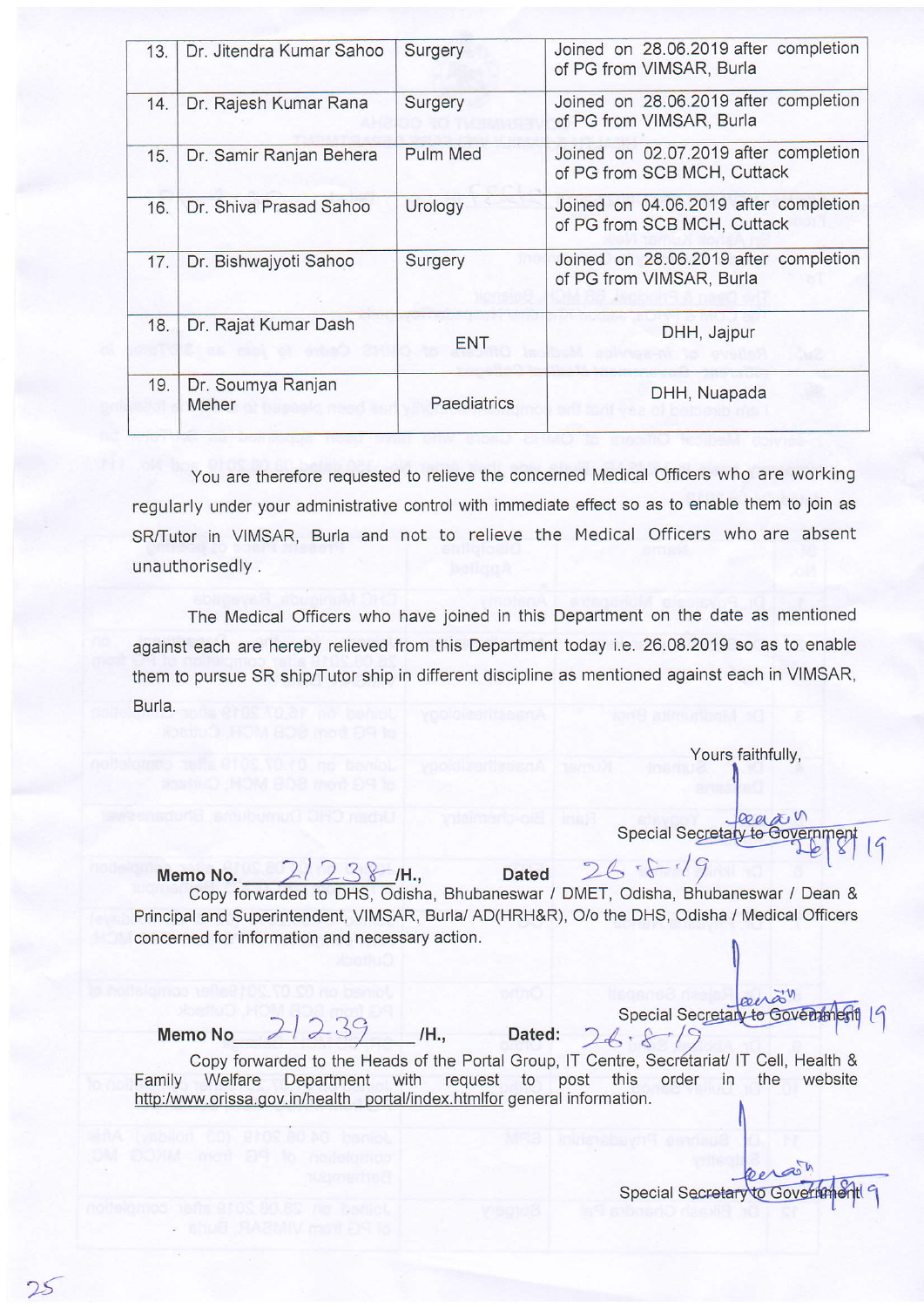| | | | |
|---|---|---|---|
| 13. | Dr. Jitendra Kumar Sahoo | Surgery | Joined on 28.06.2019 after completion of PG from VIMSAR, Burla |
| 14. | Dr. Rajesh Kumar Rana | Surgery | Joined on 28.06.2019 after completion of PG from VIMSAR, Burla |
| 15. | Dr. Samir Ranjan Behera | Pulm Med | Joined on 02.07.2019 after completion of PG from SCB MCH, Cuttack |
| 16. | Dr. Shiva Prasad Sahoo | Urology | Joined on 04.06.2019 after completion of PG from SCB MCH, Cuttack |
| 17. | Dr. Bishwajyoti Sahoo | Surgery | Joined on 28.06.2019 after completion of PG from VIMSAR, Burla |
| 18. | Dr. Rajat Kumar Dash | ENT | DHH, Jajpur |
| 19. | Dr. Soumya Ranjan Meher | Paediatrics | DHH, Nuapada |

You are therefore requested to relieve the concerned Medical Officers who are working regularly under your administrative control with immediate effect so as to enable them to join as SR/Tutor in VIMSAR, Burla and not to relieve the Medical Officers who are absent unauthorisedly .

The Medical Officers who have joined in this Department on the date as mentioned against each are hereby relieved from this Department today i.e. 26.08.2019 so as to enable them to pursue SR ship/Tutor ship in different discipline as mentioned against each in VIMSAR, Burla.

Yours faithfully,

Special Secretary to Government

**Memo No.** 21238 /H., **Dated** 26.8.19

Copy forwarded to DHS, Odisha, Bhubaneswar / DMET, Odisha, Bhubaneswar / Dean & Principal and Superintendent, VIMSAR, Burla/ AD(HRH&R), O/o the DHS, Odisha / Medical Officers concerned for information and necessary action.

Special Secretary to Government

**Memo No** 21239 /H., **Dated:** 26.8.19

Copy forwarded to the Heads of the Portal Group, IT Centre, Secretariat/ IT Cell, Health & Family Welfare Department with request to post this order in the website http:/www.orissa.gov.in/health_portal/index.htmlfor general information.

Special Secretary to Government